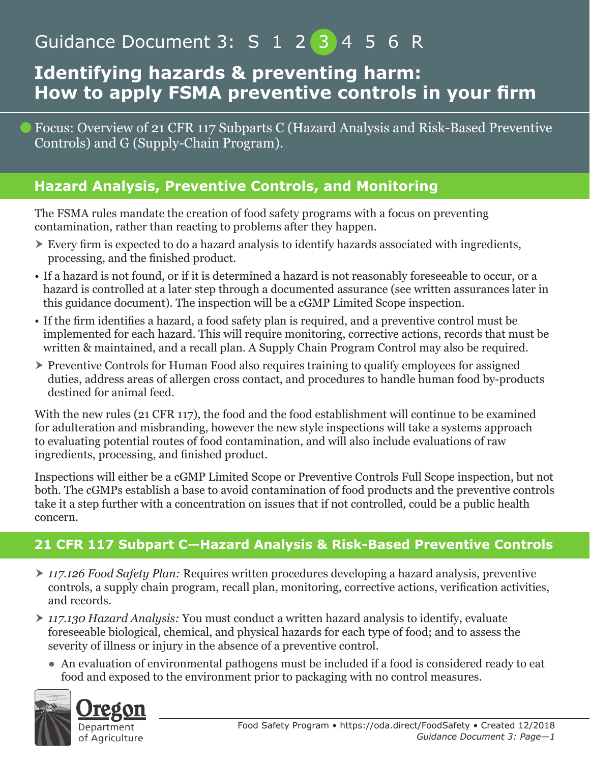Guidance Document 3: S 1 2 3 4 5 6 R

# Identifying hazards & preventing harm: How to apply FSMA preventive controls in your firm

Focus: Overview of 21 CFR 117 Subparts C (Hazard Analysis and Risk-Based Preventive Controls) and G (Supply-Chain Program).

## Hazard Analysis, Preventive Controls, and Monitoring

The FSMA rules mandate the creation of food safety programs with a focus on preventing contamination, rather than reacting to problems after they happen.

- Every firm is expected to do a hazard analysis to identify hazards associated with ingredients, processing, and the finished product.
- If a hazard is not found, or if it is determined a hazard is not reasonably foreseeable to occur, or a hazard is controlled at a later step through a documented assurance (see written assurances later in this guidance document). The inspection will be a cGMP Limited Scope inspection.
- If the firm identifies a hazard, a food safety plan is required, and a preventive control must be implemented for each hazard. This will require monitoring, corrective actions, records that must be written & maintained, and a recall plan. A Supply Chain Program Control may also be required.
- Preventive Controls for Human Food also requires training to qualify employees for assigned duties, address areas of allergen cross contact, and procedures to handle human food by-products destined for animal feed.

With the new rules (21 CFR 117), the food and the food establishment will continue to be examined for adulteration and misbranding, however the new style inspections will take a systems approach to evaluating potential routes of food contamination, and will also include evaluations of raw ingredients, processing, and finished product.

Inspections will either be a cGMP Limited Scope or Preventive Controls Full Scope inspection, but not both. The cGMPs establish a base to avoid contamination of food products and the preventive controls take it a step further with a concentration on issues that if not controlled, could be a public health concern.

## 21 CFR 117 Subpart C—Hazard Analysis & Risk-Based Preventive Controls

- *117.126 Food Safety Plan:* Requires written procedures developing a hazard analysis, preventive controls, a supply chain program, recall plan, monitoring, corrective actions, verification activities, and records.
- *117.130 Hazard Analysis:* You must conduct a written hazard analysis to identify, evaluate foreseeable biological, chemical, and physical hazards for each type of food; and to assess the severity of illness or injury in the absence of a preventive control.
  - An evaluation of environmental pathogens must be included if a food is considered ready to eat food and exposed to the environment prior to packaging with no control measures.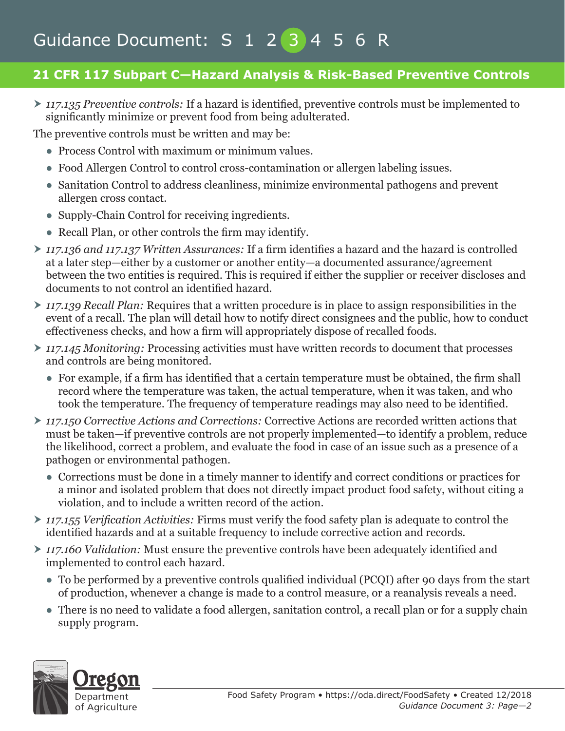## 21 CFR 117 Subpart C—Hazard Analysis & Risk-Based Preventive Controls

- *117.135 Preventive controls:* If a hazard is identified, preventive controls must be implemented to significantly minimize or prevent food from being adulterated.

The preventive controls must be written and may be:

- Process Control with maximum or minimum values.
- Food Allergen Control to control cross-contamination or allergen labeling issues.
- Sanitation Control to address cleanliness, minimize environmental pathogens and prevent allergen cross contact.
- Supply-Chain Control for receiving ingredients.
- Recall Plan, or other controls the firm may identify.

- *117.136 and 117.137 Written Assurances:* If a firm identifies a hazard and the hazard is controlled at a later step—either by a customer or another entity—a documented assurance/agreement between the two entities is required. This is required if either the supplier or receiver discloses and documents to not control an identified hazard.
- *117.139 Recall Plan:* Requires that a written procedure is in place to assign responsibilities in the event of a recall. The plan will detail how to notify direct consignees and the public, how to conduct effectiveness checks, and how a firm will appropriately dispose of recalled foods.
- *117.145 Monitoring:* Processing activities must have written records to document that processes and controls are being monitored.
  - For example, if a firm has identified that a certain temperature must be obtained, the firm shall record where the temperature was taken, the actual temperature, when it was taken, and who took the temperature. The frequency of temperature readings may also need to be identified.
- *117.150 Corrective Actions and Corrections:* Corrective Actions are recorded written actions that must be taken—if preventive controls are not properly implemented—to identify a problem, reduce the likelihood, correct a problem, and evaluate the food in case of an issue such as a presence of a pathogen or environmental pathogen.
  - Corrections must be done in a timely manner to identify and correct conditions or practices for a minor and isolated problem that does not directly impact product food safety, without citing a violation, and to include a written record of the action.
- *117.155 Verification Activities:* Firms must verify the food safety plan is adequate to control the identified hazards and at a suitable frequency to include corrective action and records.
- *117.160 Validation:* Must ensure the preventive controls have been adequately identified and implemented to control each hazard.
  - To be performed by a preventive controls qualified individual (PCQI) after 90 days from the start of production, whenever a change is made to a control measure, or a reanalysis reveals a need.
  - There is no need to validate a food allergen, sanitation control, a recall plan or for a supply chain supply program.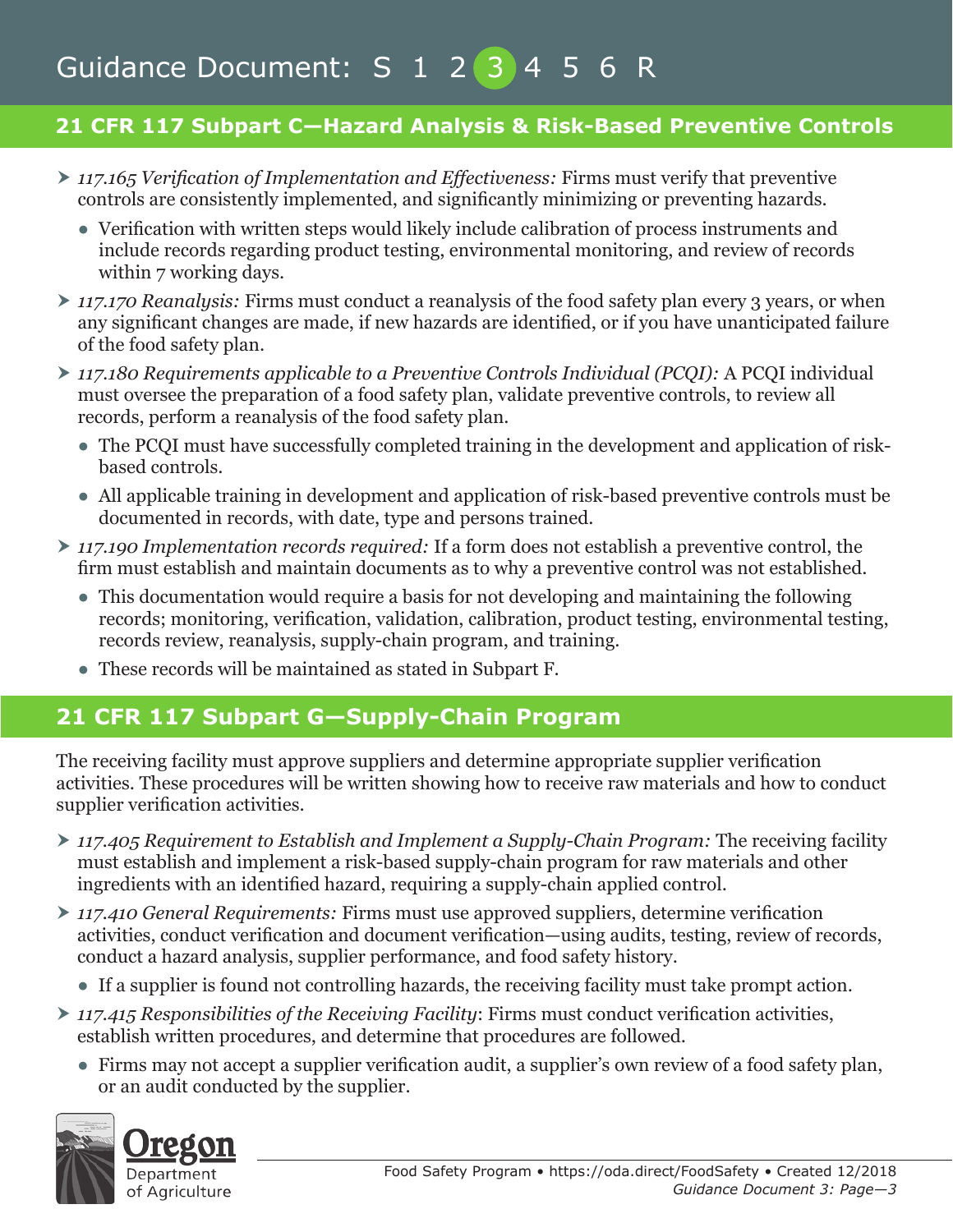## 21 CFR 117 Subpart C—Hazard Analysis & Risk-Based Preventive Controls

- *117.165 Verification of Implementation and Effectiveness:* Firms must verify that preventive controls are consistently implemented, and significantly minimizing or preventing hazards.
  - Verification with written steps would likely include calibration of process instruments and include records regarding product testing, environmental monitoring, and review of records within 7 working days.
- *117.170 Reanalysis:* Firms must conduct a reanalysis of the food safety plan every 3 years, or when any significant changes are made, if new hazards are identified, or if you have unanticipated failure of the food safety plan.
- *117.180 Requirements applicable to a Preventive Controls Individual (PCQI):* A PCQI individual must oversee the preparation of a food safety plan, validate preventive controls, to review all records, perform a reanalysis of the food safety plan.
  - The PCQI must have successfully completed training in the development and application of risk-based controls.
  - All applicable training in development and application of risk-based preventive controls must be documented in records, with date, type and persons trained.
- *117.190 Implementation records required:* If a form does not establish a preventive control, the firm must establish and maintain documents as to why a preventive control was not established.
  - This documentation would require a basis for not developing and maintaining the following records; monitoring, verification, validation, calibration, product testing, environmental testing, records review, reanalysis, supply-chain program, and training.
  - These records will be maintained as stated in Subpart F.

## 21 CFR 117 Subpart G—Supply-Chain Program

The receiving facility must approve suppliers and determine appropriate supplier verification activities. These procedures will be written showing how to receive raw materials and how to conduct supplier verification activities.

- *117.405 Requirement to Establish and Implement a Supply-Chain Program:* The receiving facility must establish and implement a risk-based supply-chain program for raw materials and other ingredients with an identified hazard, requiring a supply-chain applied control.
- *117.410 General Requirements:* Firms must use approved suppliers, determine verification activities, conduct verification and document verification—using audits, testing, review of records, conduct a hazard analysis, supplier performance, and food safety history.
  - If a supplier is found not controlling hazards, the receiving facility must take prompt action.
- *117.415 Responsibilities of the Receiving Facility*: Firms must conduct verification activities, establish written procedures, and determine that procedures are followed.
  - Firms may not accept a supplier verification audit, a supplier's own review of a food safety plan, or an audit conducted by the supplier.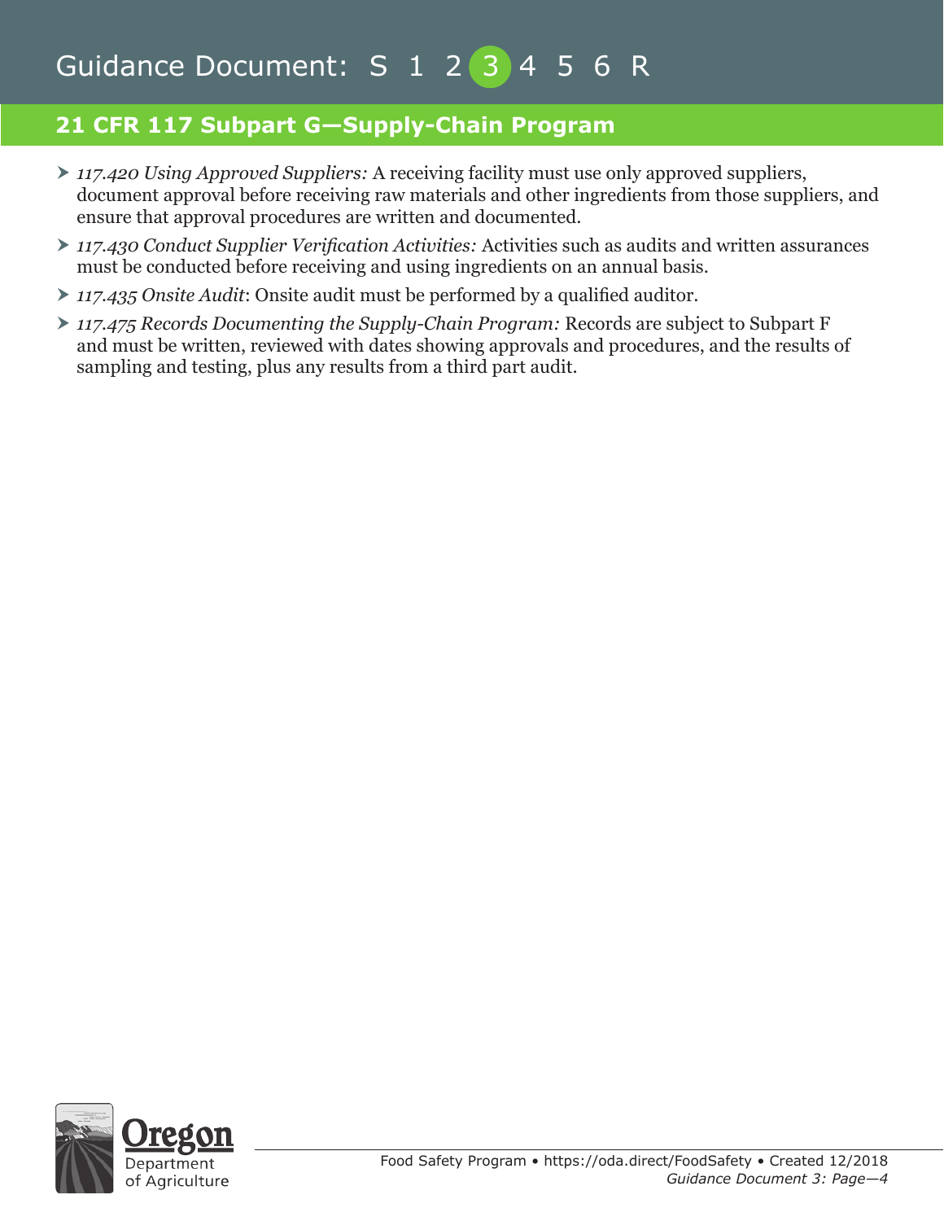## 21 CFR 117 Subpart G—Supply-Chain Program

- *117.420 Using Approved Suppliers:* A receiving facility must use only approved suppliers, document approval before receiving raw materials and other ingredients from those suppliers, and ensure that approval procedures are written and documented.
- *117.430 Conduct Supplier Verification Activities:* Activities such as audits and written assurances must be conducted before receiving and using ingredients on an annual basis.
- *117.435 Onsite Audit*: Onsite audit must be performed by a qualified auditor.
- *117.475 Records Documenting the Supply-Chain Program:* Records are subject to Subpart F and must be written, reviewed with dates showing approvals and procedures, and the results of sampling and testing, plus any results from a third part audit.